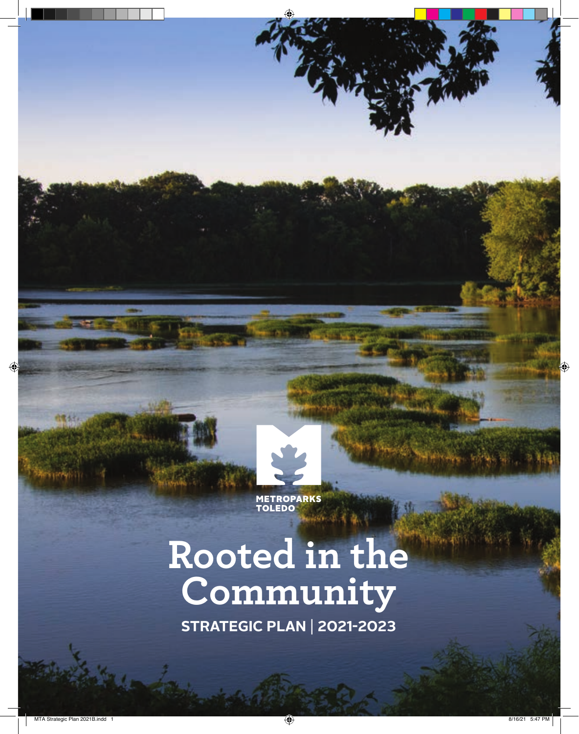METROPARKS
TOLEDO

# Rooted in the Community

## STRATEGIC PLAN | 2021-2023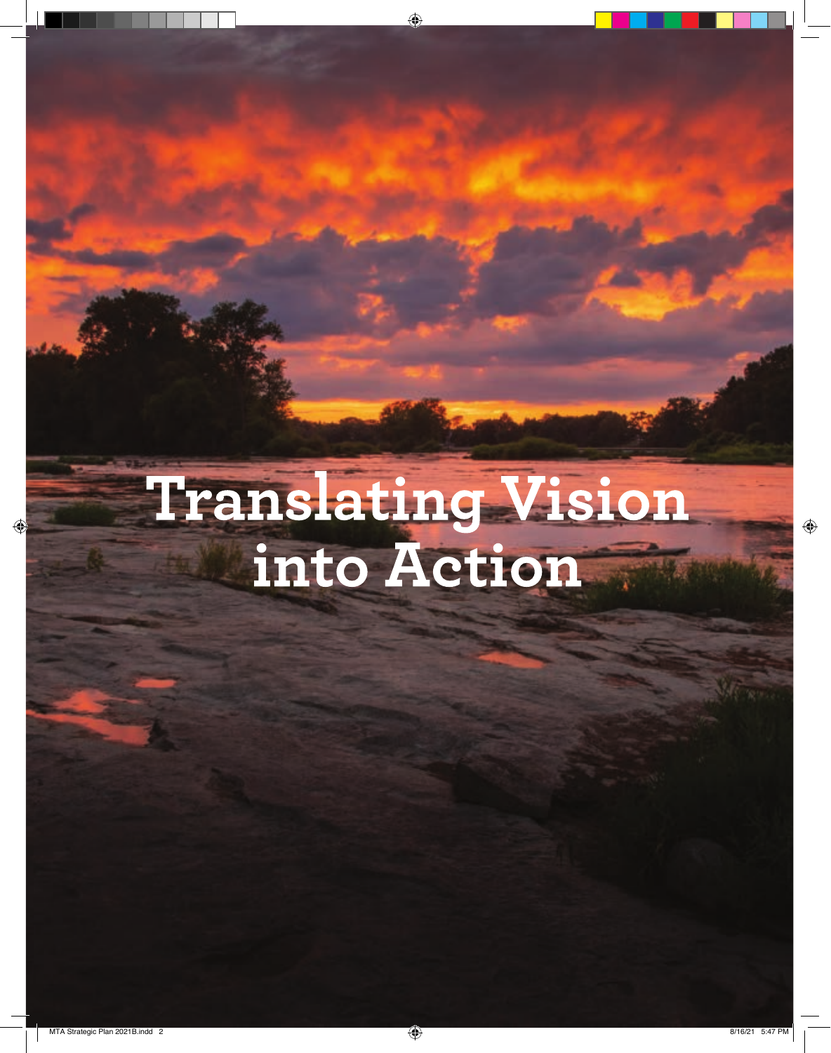# Translating Vision into Action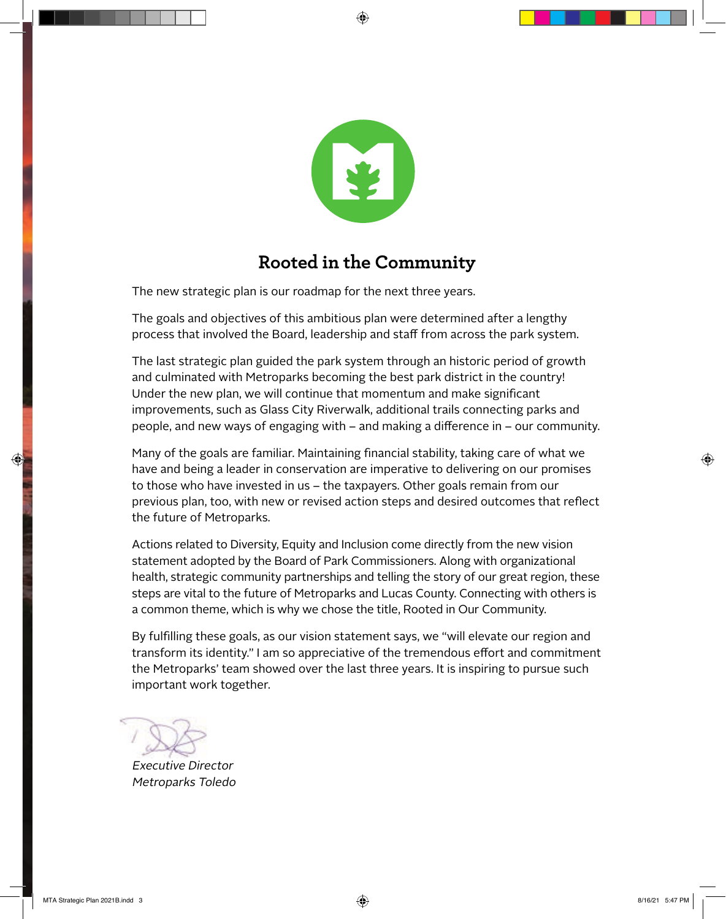## Rooted in the Community

The new strategic plan is our roadmap for the next three years.

The goals and objectives of this ambitious plan were determined after a lengthy process that involved the Board, leadership and staff from across the park system.

The last strategic plan guided the park system through an historic period of growth and culminated with Metroparks becoming the best park district in the country! Under the new plan, we will continue that momentum and make significant improvements, such as Glass City Riverwalk, additional trails connecting parks and people, and new ways of engaging with – and making a difference in – our community.

Many of the goals are familiar. Maintaining financial stability, taking care of what we have and being a leader in conservation are imperative to delivering on our promises to those who have invested in us – the taxpayers. Other goals remain from our previous plan, too, with new or revised action steps and desired outcomes that reflect the future of Metroparks.

Actions related to Diversity, Equity and Inclusion come directly from the new vision statement adopted by the Board of Park Commissioners. Along with organizational health, strategic community partnerships and telling the story of our great region, these steps are vital to the future of Metroparks and Lucas County. Connecting with others is a common theme, which is why we chose the title, Rooted in Our Community.

By fulfilling these goals, as our vision statement says, we "will elevate our region and transform its identity." I am so appreciative of the tremendous effort and commitment the Metroparks' team showed over the last three years. It is inspiring to pursue such important work together.

*Executive Director*
*Metroparks Toledo*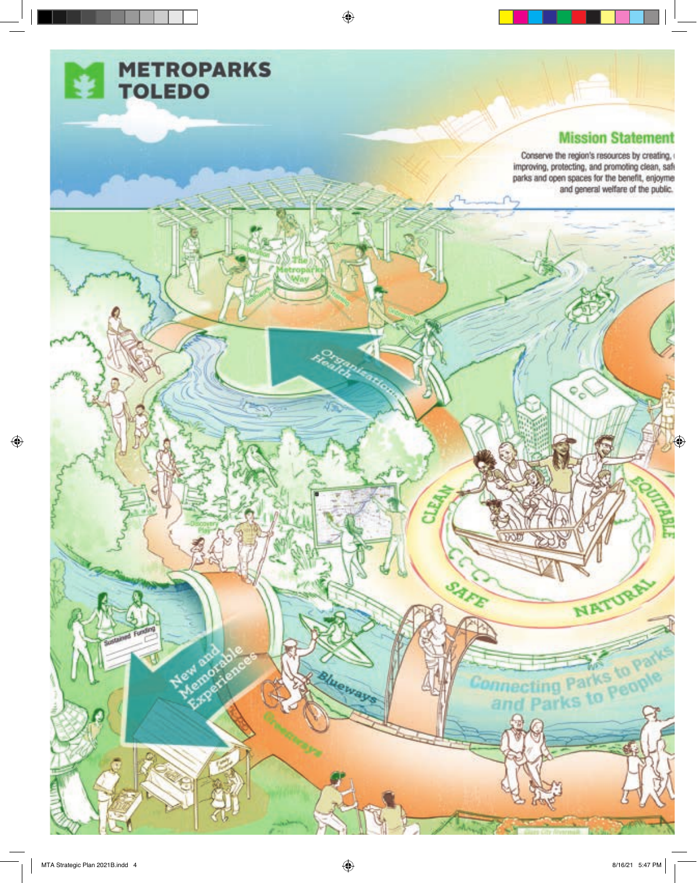# METROPARKS TOLEDO

## Mission Statement

Conserve the region's resources by creating, improving, protecting, and promoting clean, safe parks and open spaces for the benefit, enjoyment and general welfare of the public.

The Metroparks Way

Organizational Health

CLEAN

EQUITABLE

SAFE

NATURAL

Discovery Play

Sustained Funding

New and Memorable Experiences

Blueways

Greenways

Connecting Parks to Parks and Parks to People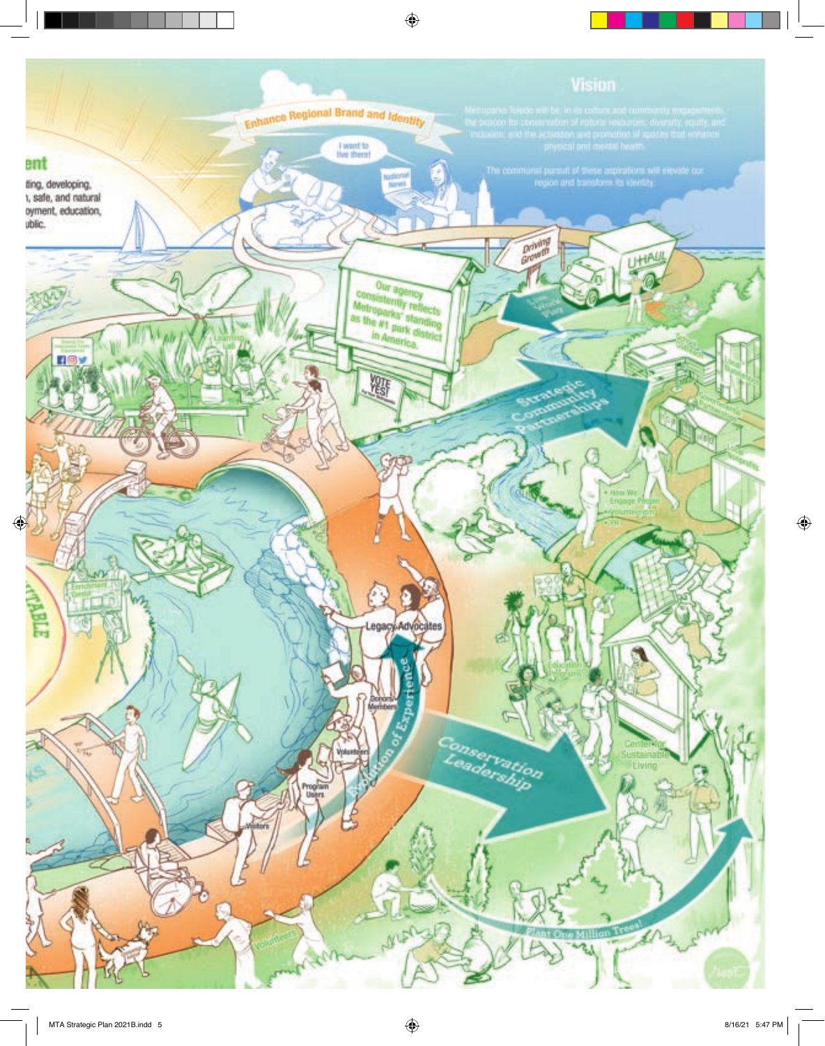## Vision

Metroparks Toledo will be, in its culture and community engagements, the beacon for conservation of natural resources; diversity, equity, and inclusion; and the activation and promotion of spaces that enhance physical and mental health.

The communal pursuit of these aspirations will elevate our region and transform its identity.

ent

ting, developing, , safe, and natural oyment, education, ublic.

Enhance Regional Brand and Identity

I want to live there!

National News

Driving Growth

Our agency consistently reflects Metroparks' standing as the #1 park district in America.

VOTE YES!

Strategic Community Partnerships

- How We Engage People
- Volunteerism
- PR

Legacy Advocates

Donors Members

Volunteers

Program Users

Visitors

Evolution of Experience

Conservation Leadership

Center for Sustainable Living

Plant One Million Trees!

Volunteers

ITABLE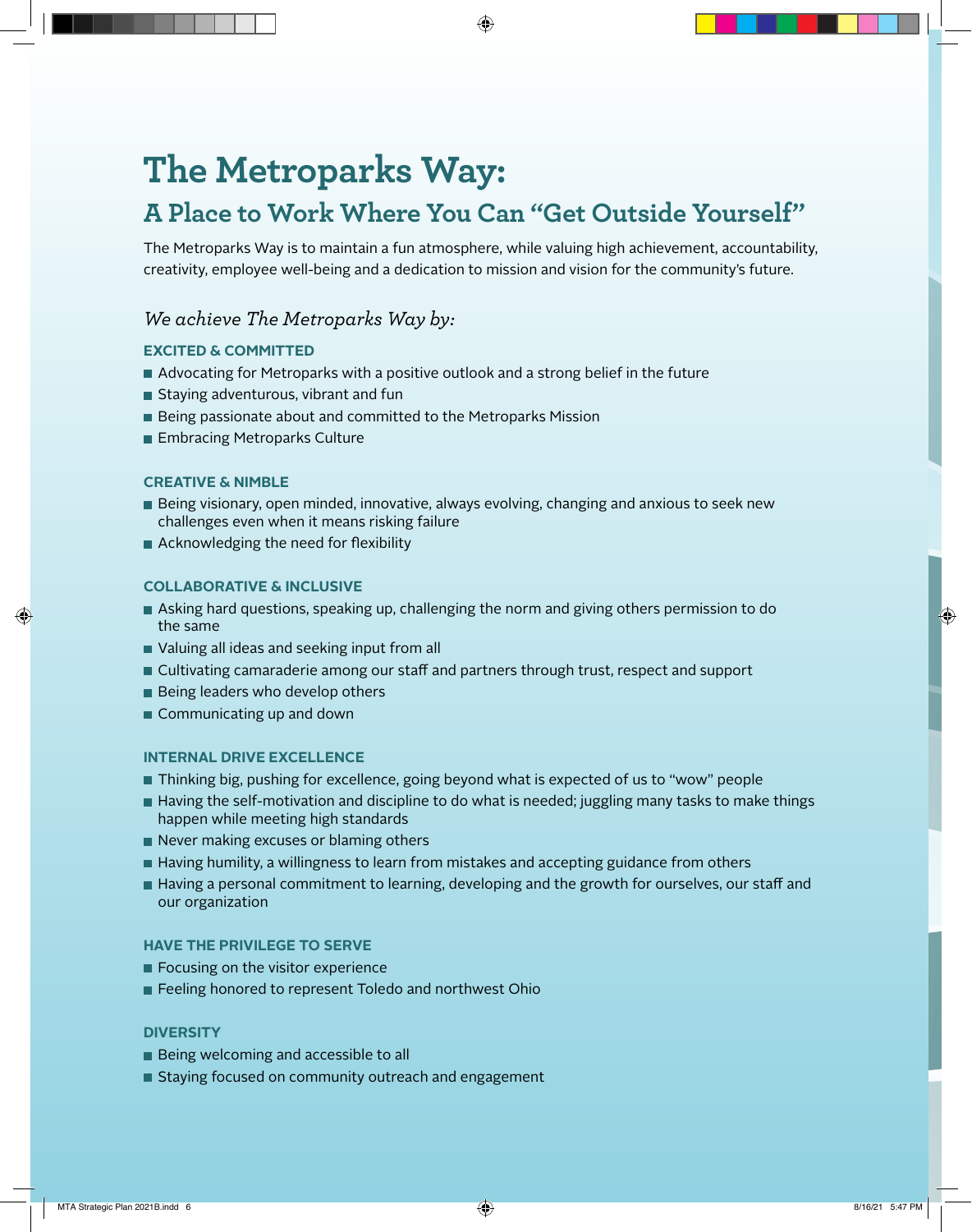# The Metroparks Way:

## A Place to Work Where You Can "Get Outside Yourself"

The Metroparks Way is to maintain a fun atmosphere, while valuing high achievement, accountability, creativity, employee well-being and a dedication to mission and vision for the community's future.

*We achieve The Metroparks Way by:*

**EXCITED & COMMITTED**

- Advocating for Metroparks with a positive outlook and a strong belief in the future
- Staying adventurous, vibrant and fun
- Being passionate about and committed to the Metroparks Mission
- Embracing Metroparks Culture

**CREATIVE & NIMBLE**

- Being visionary, open minded, innovative, always evolving, changing and anxious to seek new challenges even when it means risking failure
- Acknowledging the need for flexibility

**COLLABORATIVE & INCLUSIVE**

- Asking hard questions, speaking up, challenging the norm and giving others permission to do the same
- Valuing all ideas and seeking input from all
- Cultivating camaraderie among our staff and partners through trust, respect and support
- Being leaders who develop others
- Communicating up and down

**INTERNAL DRIVE EXCELLENCE**

- Thinking big, pushing for excellence, going beyond what is expected of us to "wow" people
- Having the self-motivation and discipline to do what is needed; juggling many tasks to make things happen while meeting high standards
- Never making excuses or blaming others
- Having humility, a willingness to learn from mistakes and accepting guidance from others
- Having a personal commitment to learning, developing and the growth for ourselves, our staff and our organization

**HAVE THE PRIVILEGE TO SERVE**

- Focusing on the visitor experience
- Feeling honored to represent Toledo and northwest Ohio

**DIVERSITY**

- Being welcoming and accessible to all
- Staying focused on community outreach and engagement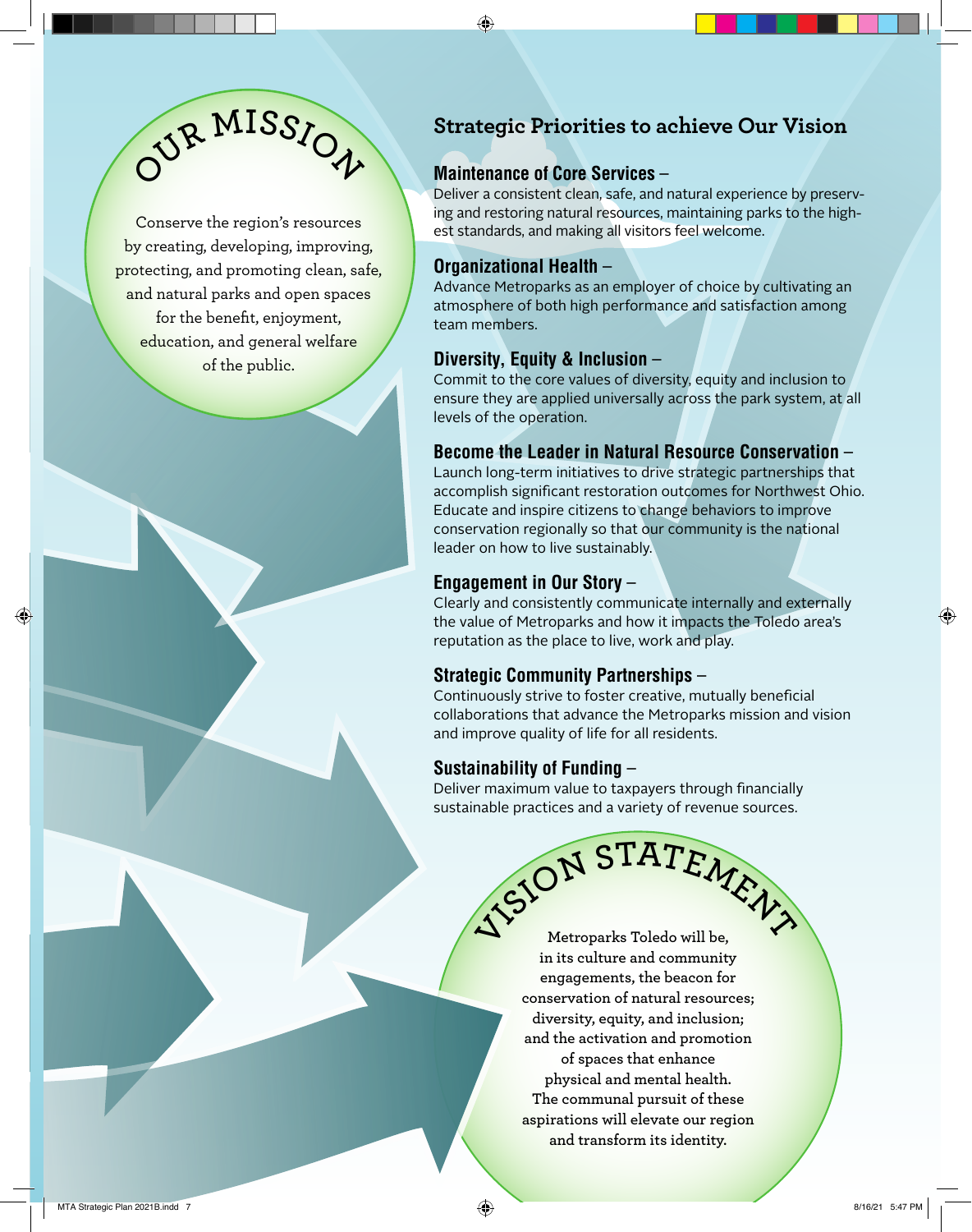## Our Mission

Conserve the region's resources by creating, developing, improving, protecting, and promoting clean, safe, and natural parks and open spaces for the benefit, enjoyment, education, and general welfare of the public.

## Strategic Priorities to achieve Our Vision

**Maintenance of Core Services** –
Deliver a consistent clean, safe, and natural experience by preserving and restoring natural resources, maintaining parks to the highest standards, and making all visitors feel welcome.

**Organizational Health** –
Advance Metroparks as an employer of choice by cultivating an atmosphere of both high performance and satisfaction among team members.

**Diversity, Equity & Inclusion** –
Commit to the core values of diversity, equity and inclusion to ensure they are applied universally across the park system, at all levels of the operation.

**Become the Leader in Natural Resource Conservation** –
Launch long-term initiatives to drive strategic partnerships that accomplish significant restoration outcomes for Northwest Ohio. Educate and inspire citizens to change behaviors to improve conservation regionally so that our community is the national leader on how to live sustainably.

**Engagement in Our Story** –
Clearly and consistently communicate internally and externally the value of Metroparks and how it impacts the Toledo area's reputation as the place to live, work and play.

**Strategic Community Partnerships** –
Continuously strive to foster creative, mutually beneficial collaborations that advance the Metroparks mission and vision and improve quality of life for all residents.

**Sustainability of Funding** –
Deliver maximum value to taxpayers through financially sustainable practices and a variety of revenue sources.

## Vision Statement

Metroparks Toledo will be, in its culture and community engagements, the beacon for conservation of natural resources; diversity, equity, and inclusion; and the activation and promotion of spaces that enhance physical and mental health. The communal pursuit of these aspirations will elevate our region and transform its identity.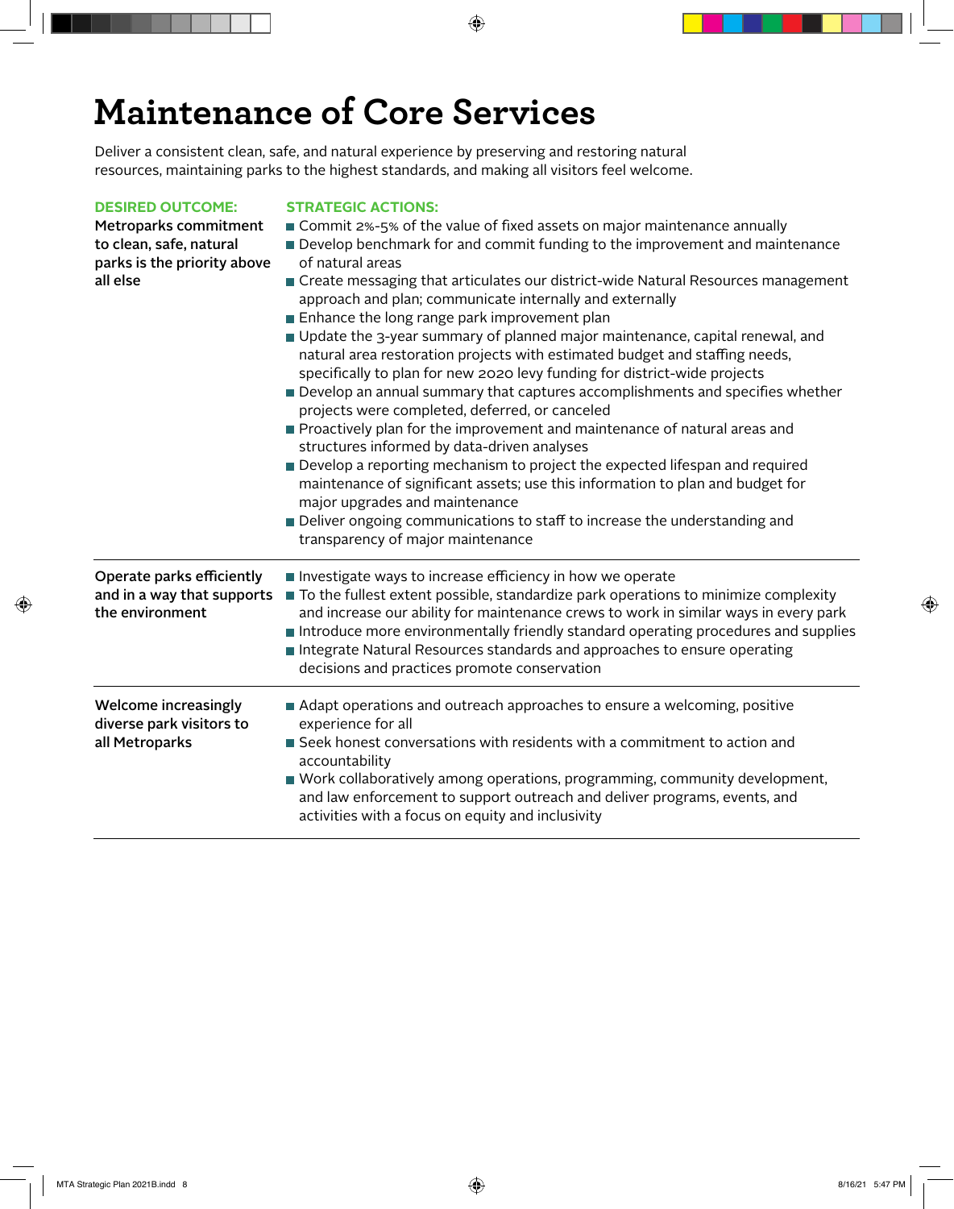# Maintenance of Core Services

Deliver a consistent clean, safe, and natural experience by preserving and restoring natural resources, maintaining parks to the highest standards, and making all visitors feel welcome.

| DESIRED OUTCOME: | STRATEGIC ACTIONS: |
|---|---|
| **Metroparks commitment to clean, safe, natural parks is the priority above all else** | ■ Commit 2%-5% of the value of fixed assets on major maintenance annually<br>■ Develop benchmark for and commit funding to the improvement and maintenance of natural areas<br>■ Create messaging that articulates our district-wide Natural Resources management approach and plan; communicate internally and externally<br>■ Enhance the long range park improvement plan<br>■ Update the 3-year summary of planned major maintenance, capital renewal, and natural area restoration projects with estimated budget and staffing needs, specifically to plan for new 2020 levy funding for district-wide projects<br>■ Develop an annual summary that captures accomplishments and specifies whether projects were completed, deferred, or canceled<br>■ Proactively plan for the improvement and maintenance of natural areas and structures informed by data-driven analyses<br>■ Develop a reporting mechanism to project the expected lifespan and required maintenance of significant assets; use this information to plan and budget for major upgrades and maintenance<br>■ Deliver ongoing communications to staff to increase the understanding and transparency of major maintenance |
| **Operate parks efficiently and in a way that supports the environment** | ■ Investigate ways to increase efficiency in how we operate<br>■ To the fullest extent possible, standardize park operations to minimize complexity and increase our ability for maintenance crews to work in similar ways in every park<br>■ Introduce more environmentally friendly standard operating procedures and supplies<br>■ Integrate Natural Resources standards and approaches to ensure operating decisions and practices promote conservation |
| **Welcome increasingly diverse park visitors to all Metroparks** | ■ Adapt operations and outreach approaches to ensure a welcoming, positive experience for all<br>■ Seek honest conversations with residents with a commitment to action and accountability<br>■ Work collaboratively among operations, programming, community development, and law enforcement to support outreach and deliver programs, events, and activities with a focus on equity and inclusivity |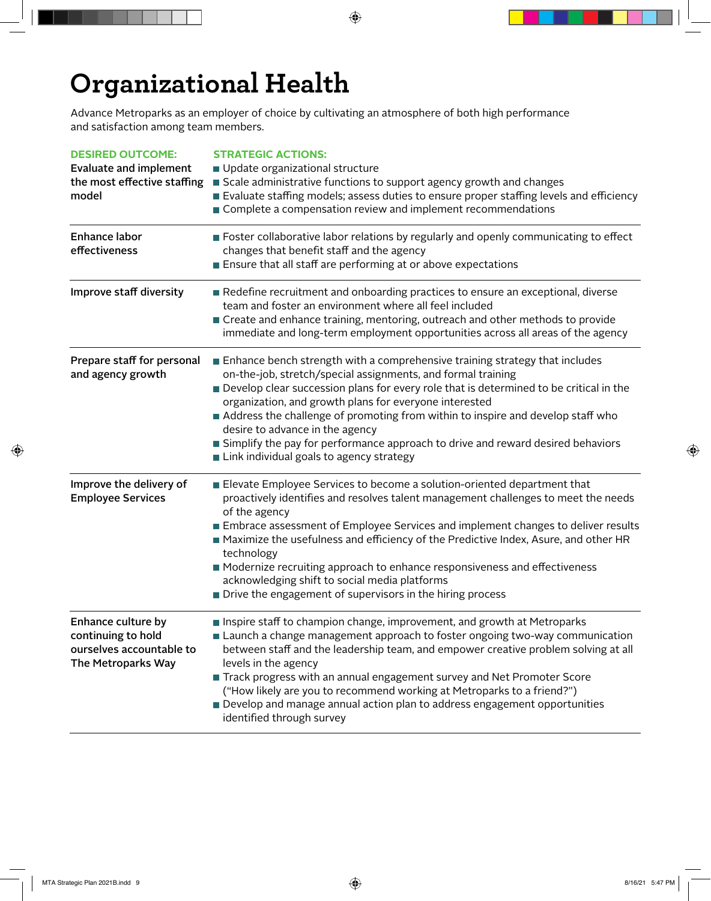# Organizational Health

Advance Metroparks as an employer of choice by cultivating an atmosphere of both high performance and satisfaction among team members.

| DESIRED OUTCOME: | STRATEGIC ACTIONS: |
|---|---|
| **Evaluate and implement the most effective staffing model** | ■ Update organizational structure<br>■ Scale administrative functions to support agency growth and changes<br>■ Evaluate staffing models; assess duties to ensure proper staffing levels and efficiency<br>■ Complete a compensation review and implement recommendations |
| **Enhance labor effectiveness** | ■ Foster collaborative labor relations by regularly and openly communicating to effect changes that benefit staff and the agency<br>■ Ensure that all staff are performing at or above expectations |
| **Improve staff diversity** | ■ Redefine recruitment and onboarding practices to ensure an exceptional, diverse team and foster an environment where all feel included<br>■ Create and enhance training, mentoring, outreach and other methods to provide immediate and long-term employment opportunities across all areas of the agency |
| **Prepare staff for personal and agency growth** | ■ Enhance bench strength with a comprehensive training strategy that includes on-the-job, stretch/special assignments, and formal training<br>■ Develop clear succession plans for every role that is determined to be critical in the organization, and growth plans for everyone interested<br>■ Address the challenge of promoting from within to inspire and develop staff who desire to advance in the agency<br>■ Simplify the pay for performance approach to drive and reward desired behaviors<br>■ Link individual goals to agency strategy |
| **Improve the delivery of Employee Services** | ■ Elevate Employee Services to become a solution-oriented department that proactively identifies and resolves talent management challenges to meet the needs of the agency<br>■ Embrace assessment of Employee Services and implement changes to deliver results<br>■ Maximize the usefulness and efficiency of the Predictive Index, Asure, and other HR technology<br>■ Modernize recruiting approach to enhance responsiveness and effectiveness acknowledging shift to social media platforms<br>■ Drive the engagement of supervisors in the hiring process |
| **Enhance culture by continuing to hold ourselves accountable to The Metroparks Way** | ■ Inspire staff to champion change, improvement, and growth at Metroparks<br>■ Launch a change management approach to foster ongoing two-way communication between staff and the leadership team, and empower creative problem solving at all levels in the agency<br>■ Track progress with an annual engagement survey and Net Promoter Score ("How likely are you to recommend working at Metroparks to a friend?")<br>■ Develop and manage annual action plan to address engagement opportunities identified through survey |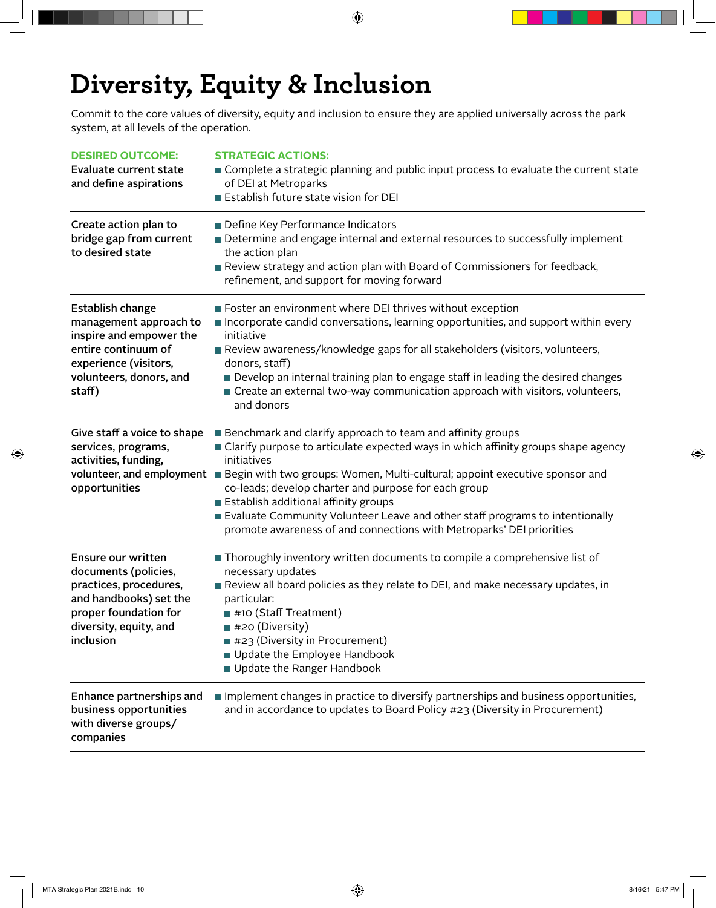# Diversity, Equity & Inclusion

Commit to the core values of diversity, equity and inclusion to ensure they are applied universally across the park system, at all levels of the operation.

| DESIRED OUTCOME: | STRATEGIC ACTIONS: |
|---|---|
| Evaluate current state and define aspirations | ■ Complete a strategic planning and public input process to evaluate the current state of DEI at Metroparks<br>■ Establish future state vision for DEI |
| Create action plan to bridge gap from current to desired state | ■ Define Key Performance Indicators<br>■ Determine and engage internal and external resources to successfully implement the action plan<br>■ Review strategy and action plan with Board of Commissioners for feedback, refinement, and support for moving forward |
| Establish change management approach to inspire and empower the entire continuum of experience (visitors, volunteers, donors, and staff) | ■ Foster an environment where DEI thrives without exception<br>■ Incorporate candid conversations, learning opportunities, and support within every initiative<br>■ Review awareness/knowledge gaps for all stakeholders (visitors, volunteers, donors, staff)<br>&nbsp;&nbsp;■ Develop an internal training plan to engage staff in leading the desired changes<br>&nbsp;&nbsp;■ Create an external two-way communication approach with visitors, volunteers, and donors |
| Give staff a voice to shape services, programs, activities, funding, volunteer, and employment opportunities | ■ Benchmark and clarify approach to team and affinity groups<br>■ Clarify purpose to articulate expected ways in which affinity groups shape agency initiatives<br>■ Begin with two groups: Women, Multi-cultural; appoint executive sponsor and co-leads; develop charter and purpose for each group<br>■ Establish additional affinity groups<br>■ Evaluate Community Volunteer Leave and other staff programs to intentionally promote awareness of and connections with Metroparks' DEI priorities |
| Ensure our written documents (policies, practices, procedures, and handbooks) set the proper foundation for diversity, equity, and inclusion | ■ Thoroughly inventory written documents to compile a comprehensive list of necessary updates<br>■ Review all board policies as they relate to DEI, and make necessary updates, in particular:<br>&nbsp;&nbsp;■ #10 (Staff Treatment)<br>&nbsp;&nbsp;■ #20 (Diversity)<br>&nbsp;&nbsp;■ #23 (Diversity in Procurement)<br>&nbsp;&nbsp;■ Update the Employee Handbook<br>&nbsp;&nbsp;■ Update the Ranger Handbook |
| Enhance partnerships and business opportunities with diverse groups/ companies | ■ Implement changes in practice to diversify partnerships and business opportunities, and in accordance to updates to Board Policy #23 (Diversity in Procurement) |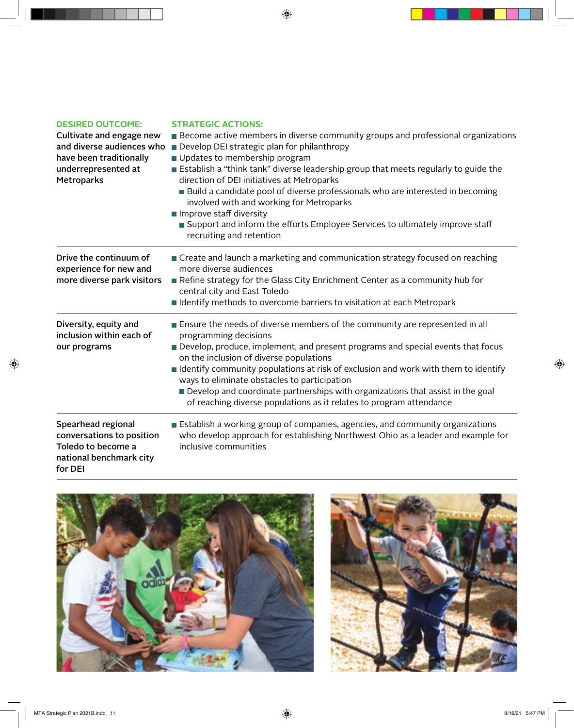| DESIRED OUTCOME: | STRATEGIC ACTIONS: |
|---|---|
| Cultivate and engage new and diverse audiences who have been traditionally underrepresented at Metroparks | ■ Become active members in diverse community groups and professional organizations<br>■ Develop DEI strategic plan for philanthropy<br>■ Updates to membership program<br>■ Establish a "think tank" diverse leadership group that meets regularly to guide the direction of DEI initiatives at Metroparks<br>&nbsp;&nbsp;■ Build a candidate pool of diverse professionals who are interested in becoming involved with and working for Metroparks<br>■ Improve staff diversity<br>&nbsp;&nbsp;■ Support and inform the efforts Employee Services to ultimately improve staff recruiting and retention |
| Drive the continuum of experience for new and more diverse park visitors | ■ Create and launch a marketing and communication strategy focused on reaching more diverse audiences<br>■ Refine strategy for the Glass City Enrichment Center as a community hub for central city and East Toledo<br>■ Identify methods to overcome barriers to visitation at each Metropark |
| Diversity, equity and inclusion within each of our programs | ■ Ensure the needs of diverse members of the community are represented in all programming decisions<br>■ Develop, produce, implement, and present programs and special events that focus on the inclusion of diverse populations<br>■ Identify community populations at risk of exclusion and work with them to identify ways to eliminate obstacles to participation<br>&nbsp;&nbsp;■ Develop and coordinate partnerships with organizations that assist in the goal of reaching diverse populations as it relates to program attendance |
| Spearhead regional conversations to position Toledo to become a national benchmark city for DEI | ■ Establish a working group of companies, agencies, and community organizations who develop approach for establishing Northwest Ohio as a leader and example for inclusive communities |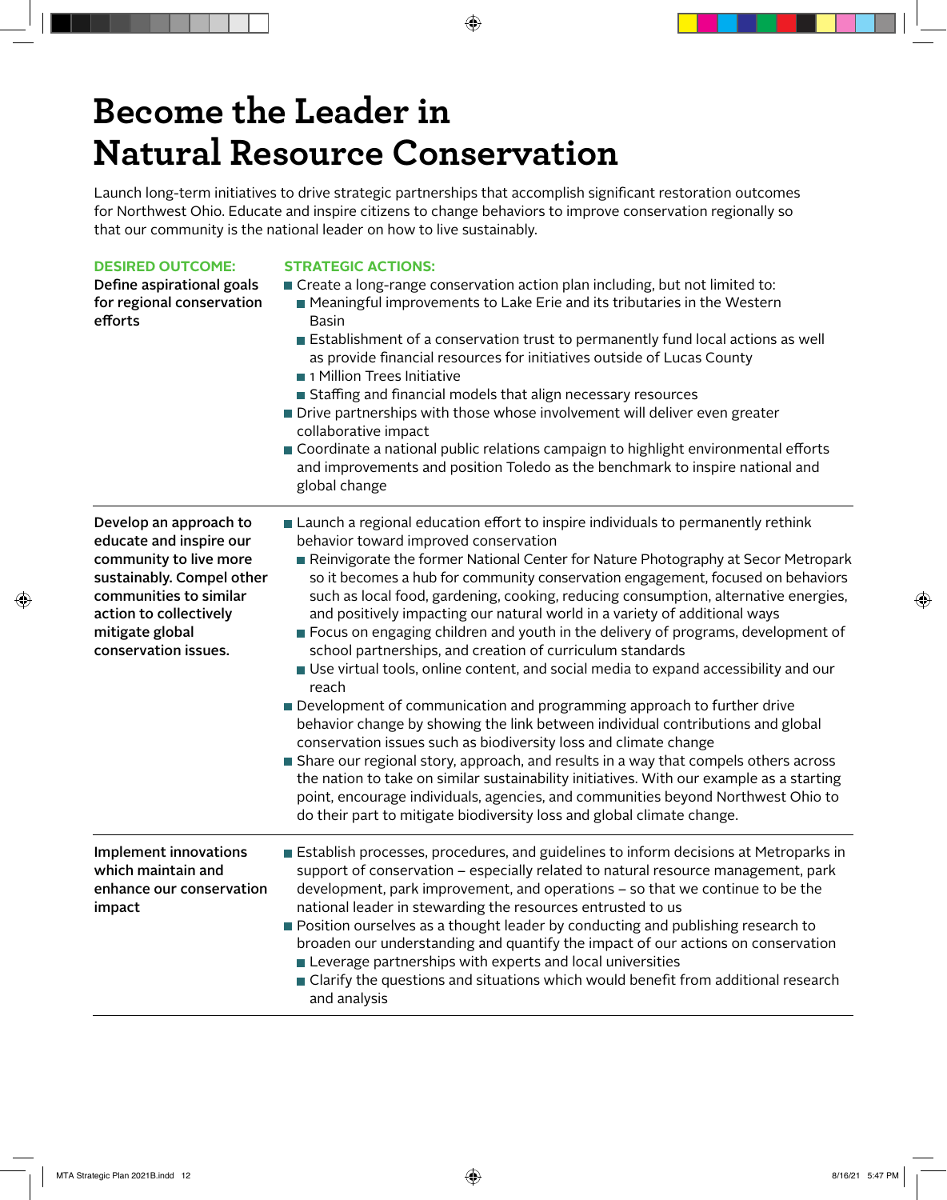# Become the Leader in Natural Resource Conservation

Launch long-term initiatives to drive strategic partnerships that accomplish significant restoration outcomes for Northwest Ohio. Educate and inspire citizens to change behaviors to improve conservation regionally so that our community is the national leader on how to live sustainably.

| DESIRED OUTCOME: | STRATEGIC ACTIONS: |
| --- | --- |
| **Define aspirational goals for regional conservation efforts** | ■ Create a long-range conservation action plan including, but not limited to:<br>  ■ Meaningful improvements to Lake Erie and its tributaries in the Western Basin<br>  ■ Establishment of a conservation trust to permanently fund local actions as well as provide financial resources for initiatives outside of Lucas County<br>  ■ 1 Million Trees Initiative<br>  ■ Staffing and financial models that align necessary resources<br>■ Drive partnerships with those whose involvement will deliver even greater collaborative impact<br>■ Coordinate a national public relations campaign to highlight environmental efforts and improvements and position Toledo as the benchmark to inspire national and global change |
| **Develop an approach to educate and inspire our community to live more sustainably. Compel other communities to similar action to collectively mitigate global conservation issues.** | ■ Launch a regional education effort to inspire individuals to permanently rethink behavior toward improved conservation<br>  ■ Reinvigorate the former National Center for Nature Photography at Secor Metropark so it becomes a hub for community conservation engagement, focused on behaviors such as local food, gardening, cooking, reducing consumption, alternative energies, and positively impacting our natural world in a variety of additional ways<br>  ■ Focus on engaging children and youth in the delivery of programs, development of school partnerships, and creation of curriculum standards<br>  ■ Use virtual tools, online content, and social media to expand accessibility and our reach<br>■ Development of communication and programming approach to further drive behavior change by showing the link between individual contributions and global conservation issues such as biodiversity loss and climate change<br>■ Share our regional story, approach, and results in a way that compels others across the nation to take on similar sustainability initiatives. With our example as a starting point, encourage individuals, agencies, and communities beyond Northwest Ohio to do their part to mitigate biodiversity loss and global climate change. |
| **Implement innovations which maintain and enhance our conservation impact** | ■ Establish processes, procedures, and guidelines to inform decisions at Metroparks in support of conservation – especially related to natural resource management, park development, park improvement, and operations – so that we continue to be the national leader in stewarding the resources entrusted to us<br>■ Position ourselves as a thought leader by conducting and publishing research to broaden our understanding and quantify the impact of our actions on conservation<br>  ■ Leverage partnerships with experts and local universities<br>  ■ Clarify the questions and situations which would benefit from additional research and analysis |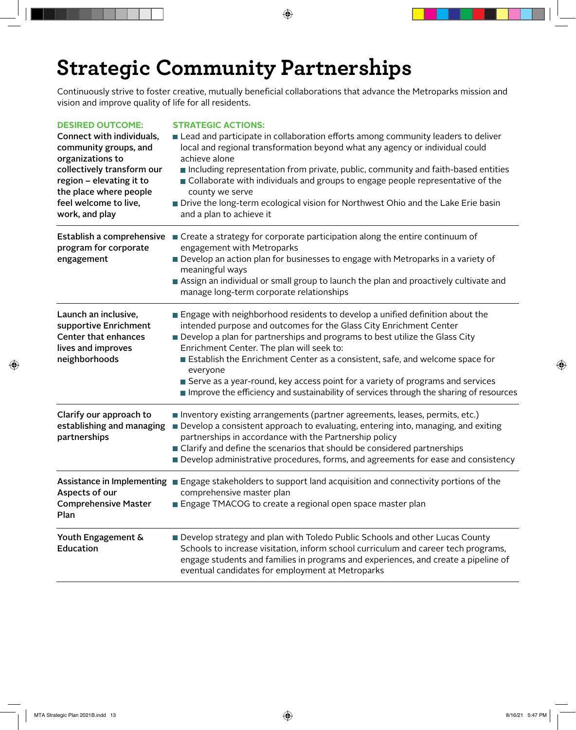# Strategic Community Partnerships

Continuously strive to foster creative, mutually beneficial collaborations that advance the Metroparks mission and vision and improve quality of life for all residents.

| DESIRED OUTCOME: | STRATEGIC ACTIONS: |
|---|---|
| **Connect with individuals, community groups, and organizations to collectively transform our region – elevating it to the place where people feel welcome to live, work, and play** | ■ Lead and participate in collaboration efforts among community leaders to deliver local and regional transformation beyond what any agency or individual could achieve alone<br>  ■ Including representation from private, public, community and faith-based entities<br>  ■ Collaborate with individuals and groups to engage people representative of the county we serve<br>■ Drive the long-term ecological vision for Northwest Ohio and the Lake Erie basin and a plan to achieve it |
| **Establish a comprehensive program for corporate engagement** | ■ Create a strategy for corporate participation along the entire continuum of engagement with Metroparks<br>■ Develop an action plan for businesses to engage with Metroparks in a variety of meaningful ways<br>■ Assign an individual or small group to launch the plan and proactively cultivate and manage long-term corporate relationships |
| **Launch an inclusive, supportive Enrichment Center that enhances lives and improves neighborhoods** | ■ Engage with neighborhood residents to develop a unified definition about the intended purpose and outcomes for the Glass City Enrichment Center<br>■ Develop a plan for partnerships and programs to best utilize the Glass City Enrichment Center. The plan will seek to:<br>  ■ Establish the Enrichment Center as a consistent, safe, and welcome space for everyone<br>  ■ Serve as a year-round, key access point for a variety of programs and services<br>  ■ Improve the efficiency and sustainability of services through the sharing of resources |
| **Clarify our approach to establishing and managing partnerships** | ■ Inventory existing arrangements (partner agreements, leases, permits, etc.)<br>■ Develop a consistent approach to evaluating, entering into, managing, and exiting partnerships in accordance with the Partnership policy<br>■ Clarify and define the scenarios that should be considered partnerships<br>■ Develop administrative procedures, forms, and agreements for ease and consistency |
| **Assistance in Implementing Aspects of our Comprehensive Master Plan** | ■ Engage stakeholders to support land acquisition and connectivity portions of the comprehensive master plan<br>■ Engage TMACOG to create a regional open space master plan |
| **Youth Engagement & Education** | ■ Develop strategy and plan with Toledo Public Schools and other Lucas County Schools to increase visitation, inform school curriculum and career tech programs, engage students and families in programs and experiences, and create a pipeline of eventual candidates for employment at Metroparks |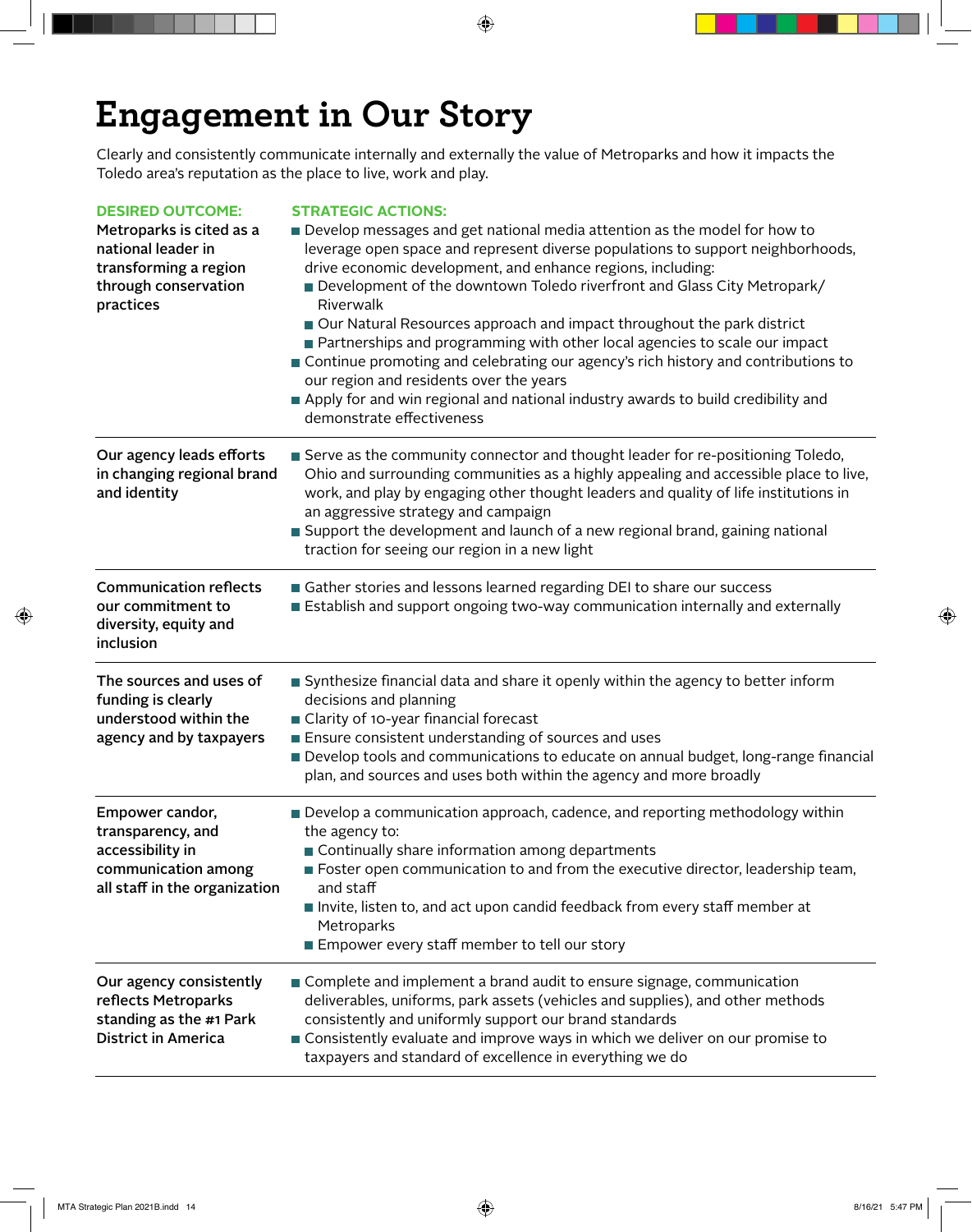# Engagement in Our Story

Clearly and consistently communicate internally and externally the value of Metroparks and how it impacts the Toledo area's reputation as the place to live, work and play.

| DESIRED OUTCOME: | STRATEGIC ACTIONS: |
|---|---|
| **Metroparks is cited as a national leader in transforming a region through conservation practices** | ■ Develop messages and get national media attention as the model for how to leverage open space and represent diverse populations to support neighborhoods, drive economic development, and enhance regions, including:<br>&nbsp;&nbsp;■ Development of the downtown Toledo riverfront and Glass City Metropark/Riverwalk<br>&nbsp;&nbsp;■ Our Natural Resources approach and impact throughout the park district<br>&nbsp;&nbsp;■ Partnerships and programming with other local agencies to scale our impact<br>■ Continue promoting and celebrating our agency's rich history and contributions to our region and residents over the years<br>■ Apply for and win regional and national industry awards to build credibility and demonstrate effectiveness |
| **Our agency leads efforts in changing regional brand and identity** | ■ Serve as the community connector and thought leader for re-positioning Toledo, Ohio and surrounding communities as a highly appealing and accessible place to live, work, and play by engaging other thought leaders and quality of life institutions in an aggressive strategy and campaign<br>■ Support the development and launch of a new regional brand, gaining national traction for seeing our region in a new light |
| **Communication reflects our commitment to diversity, equity and inclusion** | ■ Gather stories and lessons learned regarding DEI to share our success<br>■ Establish and support ongoing two-way communication internally and externally |
| **The sources and uses of funding is clearly understood within the agency and by taxpayers** | ■ Synthesize financial data and share it openly within the agency to better inform decisions and planning<br>■ Clarity of 10-year financial forecast<br>■ Ensure consistent understanding of sources and uses<br>■ Develop tools and communications to educate on annual budget, long-range financial plan, and sources and uses both within the agency and more broadly |
| **Empower candor, transparency, and accessibility in communication among all staff in the organization** | ■ Develop a communication approach, cadence, and reporting methodology within the agency to:<br>&nbsp;&nbsp;■ Continually share information among departments<br>&nbsp;&nbsp;■ Foster open communication to and from the executive director, leadership team, and staff<br>&nbsp;&nbsp;■ Invite, listen to, and act upon candid feedback from every staff member at Metroparks<br>&nbsp;&nbsp;■ Empower every staff member to tell our story |
| **Our agency consistently reflects Metroparks standing as the #1 Park District in America** | ■ Complete and implement a brand audit to ensure signage, communication deliverables, uniforms, park assets (vehicles and supplies), and other methods consistently and uniformly support our brand standards<br>■ Consistently evaluate and improve ways in which we deliver on our promise to taxpayers and standard of excellence in everything we do |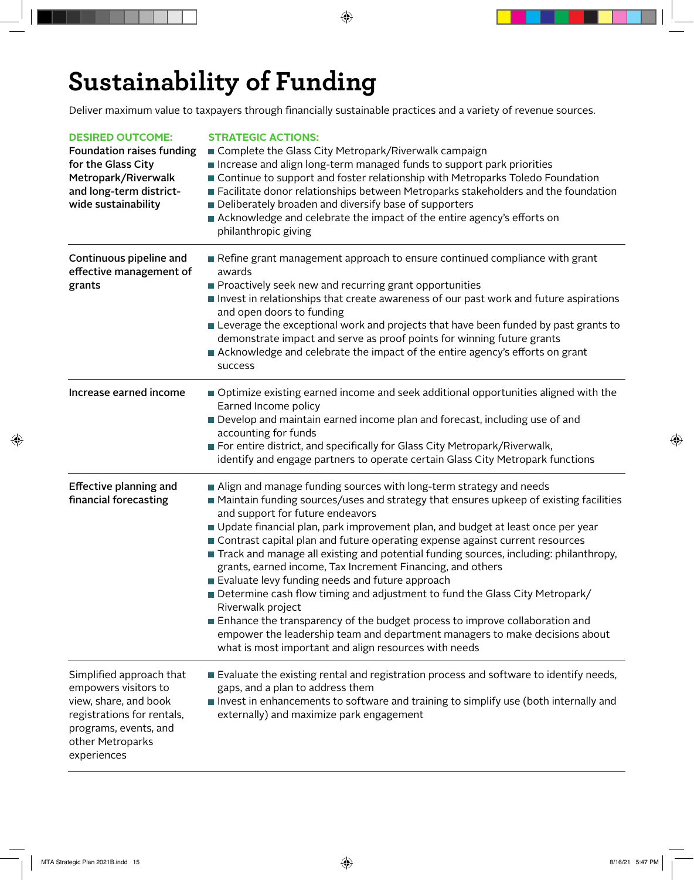# Sustainability of Funding

Deliver maximum value to taxpayers through financially sustainable practices and a variety of revenue sources.

| DESIRED OUTCOME: | STRATEGIC ACTIONS: |
|---|---|
| **Foundation raises funding for the Glass City Metropark/Riverwalk and long-term district-wide sustainability** | ■ Complete the Glass City Metropark/Riverwalk campaign<br>■ Increase and align long-term managed funds to support park priorities<br>■ Continue to support and foster relationship with Metroparks Toledo Foundation<br>■ Facilitate donor relationships between Metroparks stakeholders and the foundation<br>■ Deliberately broaden and diversify base of supporters<br>■ Acknowledge and celebrate the impact of the entire agency's efforts on philanthropic giving |
| **Continuous pipeline and effective management of grants** | ■ Refine grant management approach to ensure continued compliance with grant awards<br>■ Proactively seek new and recurring grant opportunities<br>■ Invest in relationships that create awareness of our past work and future aspirations and open doors to funding<br>■ Leverage the exceptional work and projects that have been funded by past grants to demonstrate impact and serve as proof points for winning future grants<br>■ Acknowledge and celebrate the impact of the entire agency's efforts on grant success |
| **Increase earned income** | ■ Optimize existing earned income and seek additional opportunities aligned with the Earned Income policy<br>■ Develop and maintain earned income plan and forecast, including use of and accounting for funds<br>■ For entire district, and specifically for Glass City Metropark/Riverwalk, identify and engage partners to operate certain Glass City Metropark functions |
| **Effective planning and financial forecasting** | ■ Align and manage funding sources with long-term strategy and needs<br>■ Maintain funding sources/uses and strategy that ensures upkeep of existing facilities and support for future endeavors<br>■ Update financial plan, park improvement plan, and budget at least once per year<br>■ Contrast capital plan and future operating expense against current resources<br>■ Track and manage all existing and potential funding sources, including: philanthropy, grants, earned income, Tax Increment Financing, and others<br>■ Evaluate levy funding needs and future approach<br>■ Determine cash flow timing and adjustment to fund the Glass City Metropark/Riverwalk project<br>■ Enhance the transparency of the budget process to improve collaboration and empower the leadership team and department managers to make decisions about what is most important and align resources with needs |
| Simplified approach that empowers visitors to view, share, and book registrations for rentals, programs, events, and other Metroparks experiences | ■ Evaluate the existing rental and registration process and software to identify needs, gaps, and a plan to address them<br>■ Invest in enhancements to software and training to simplify use (both internally and externally) and maximize park engagement |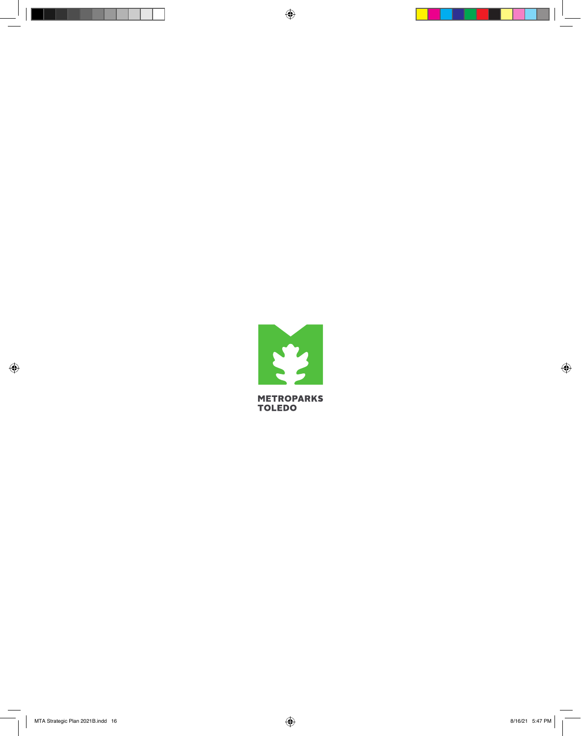METROPARKS
TOLEDO